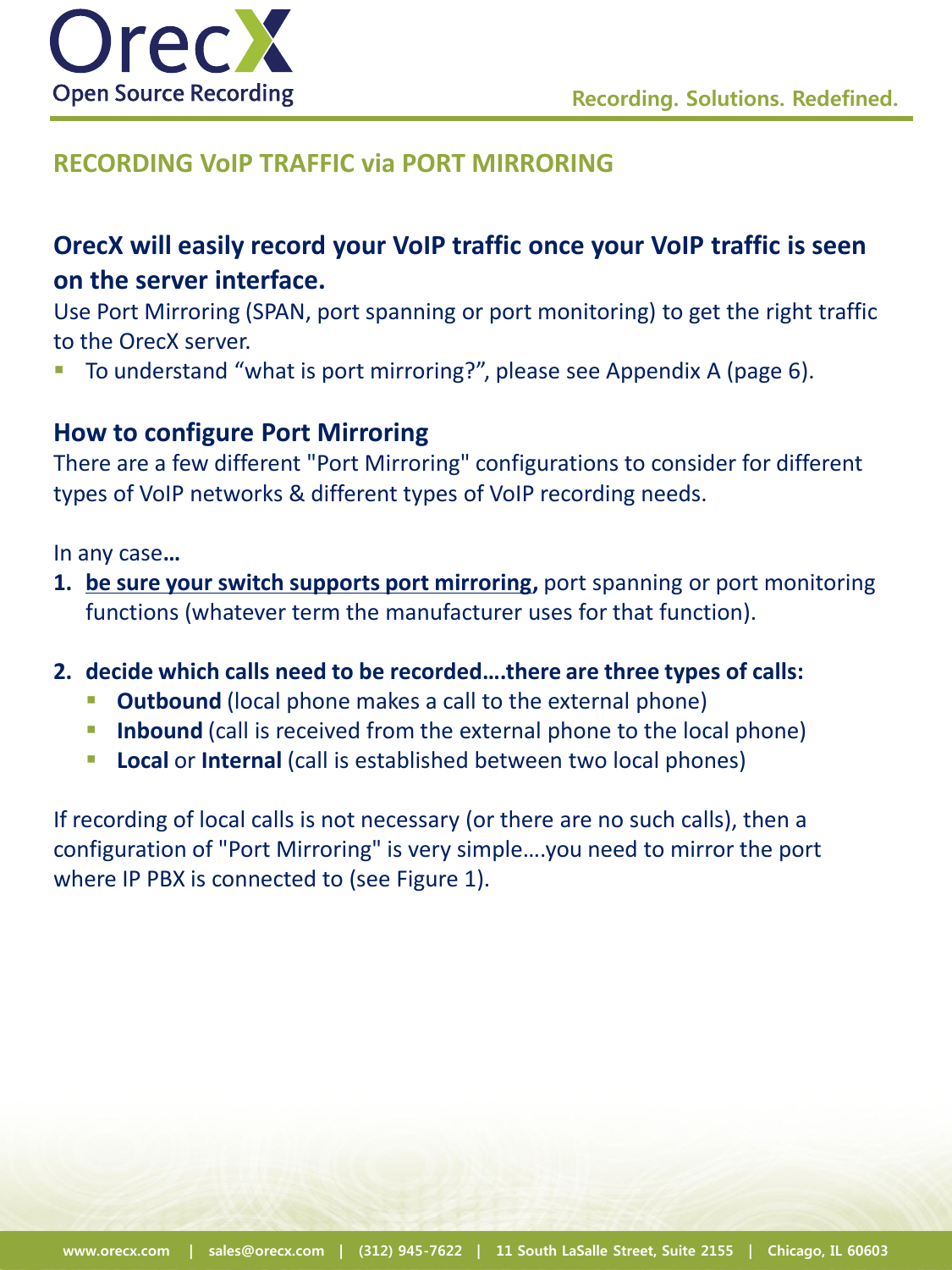# RECORDING VoIP TRAFFIC via PORT MIRRORING

## OrecX will easily record your VoIP traffic once your VoIP traffic is seen on the server interface.

Use Port Mirroring (SPAN, port spanning or port monitoring) to get the right traffic to the OrecX server.

- To understand "what is port mirroring?", please see Appendix A (page 6).

## How to configure Port Mirroring

There are a few different "Port Mirroring" configurations to consider for different types of VoIP networks & different types of VoIP recording needs.

In any case**…**

1. **be sure your switch supports port mirroring,** port spanning or port monitoring functions (whatever term the manufacturer uses for that function).

2. **decide which calls need to be recorded….there are three types of calls:**
   - **Outbound** (local phone makes a call to the external phone)
   - **Inbound** (call is received from the external phone to the local phone)
   - **Local** or **Internal** (call is established between two local phones)

If recording of local calls is not necessary (or there are no such calls), then a configuration of "Port Mirroring" is very simple….you need to mirror the port where IP PBX is connected to (see Figure 1).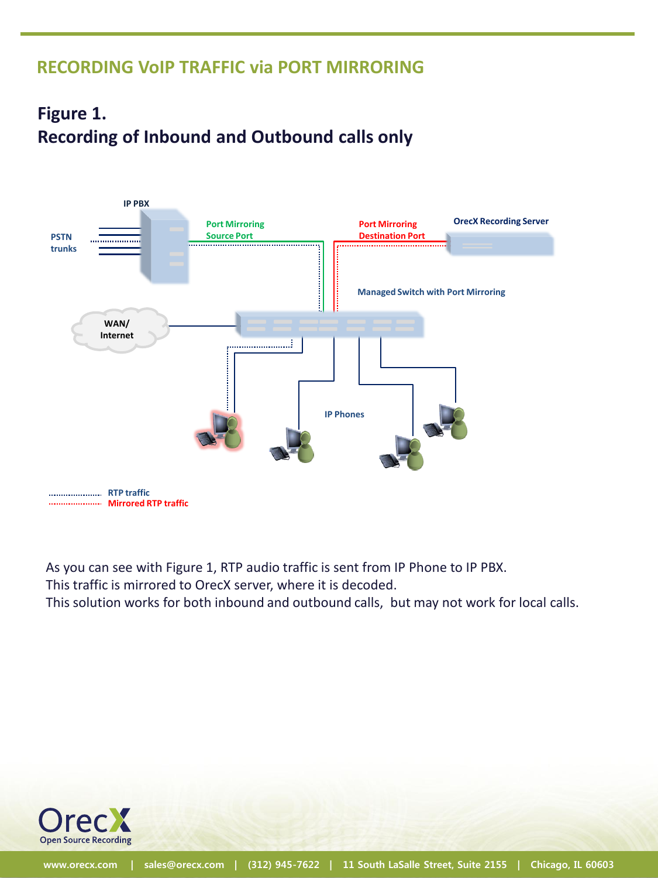# RECORDING VoIP TRAFFIC via PORT MIRRORING

## Figure 1.
## Recording of Inbound and Outbound calls only

IP PBX

PSTN trunks

Port Mirroring Source Port

Port Mirroring Destination Port

OrecX Recording Server

Managed Switch with Port Mirroring

WAN/ Internet

IP Phones

RTP traffic
Mirrored RTP traffic

As you can see with Figure 1, RTP audio traffic is sent from IP Phone to IP PBX.
This traffic is mirrored to OrecX server, where it is decoded.
This solution works for both inbound and outbound calls, but may not work for local calls.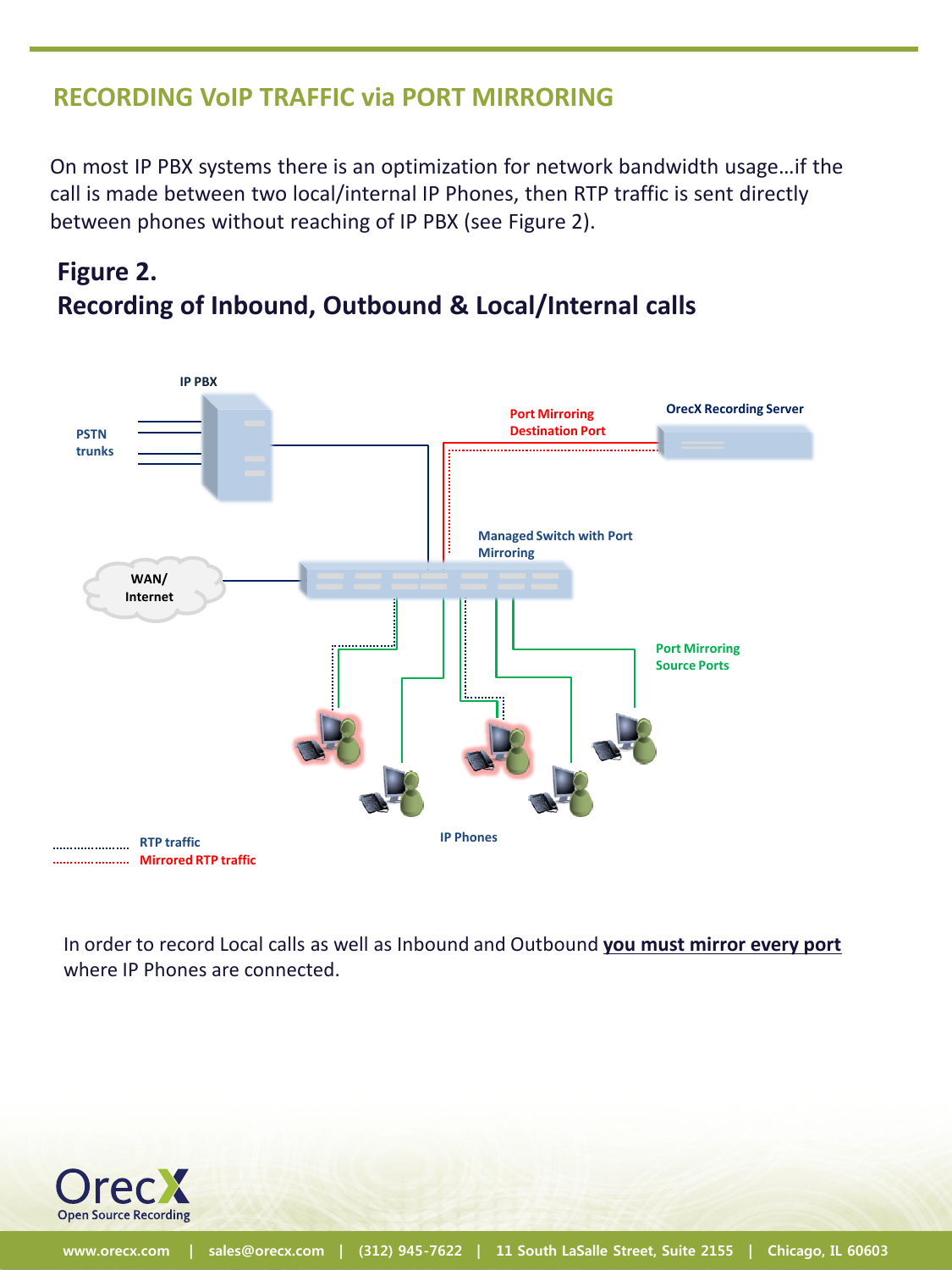## RECORDING VoIP TRAFFIC via PORT MIRRORING

On most IP PBX systems there is an optimization for network bandwidth usage…if the call is made between two local/internal IP Phones, then RTP traffic is sent directly between phones without reaching of IP PBX (see Figure 2).

### Figure 2.
### Recording of Inbound, Outbound & Local/Internal calls

IP PBX

PSTN trunks

Port Mirroring Destination Port

OrecX Recording Server

Managed Switch with Port Mirroring

WAN/ Internet

Port Mirroring Source Ports

RTP traffic

Mirrored RTP traffic

IP Phones

In order to record Local calls as well as Inbound and Outbound **you must mirror every port** where IP Phones are connected.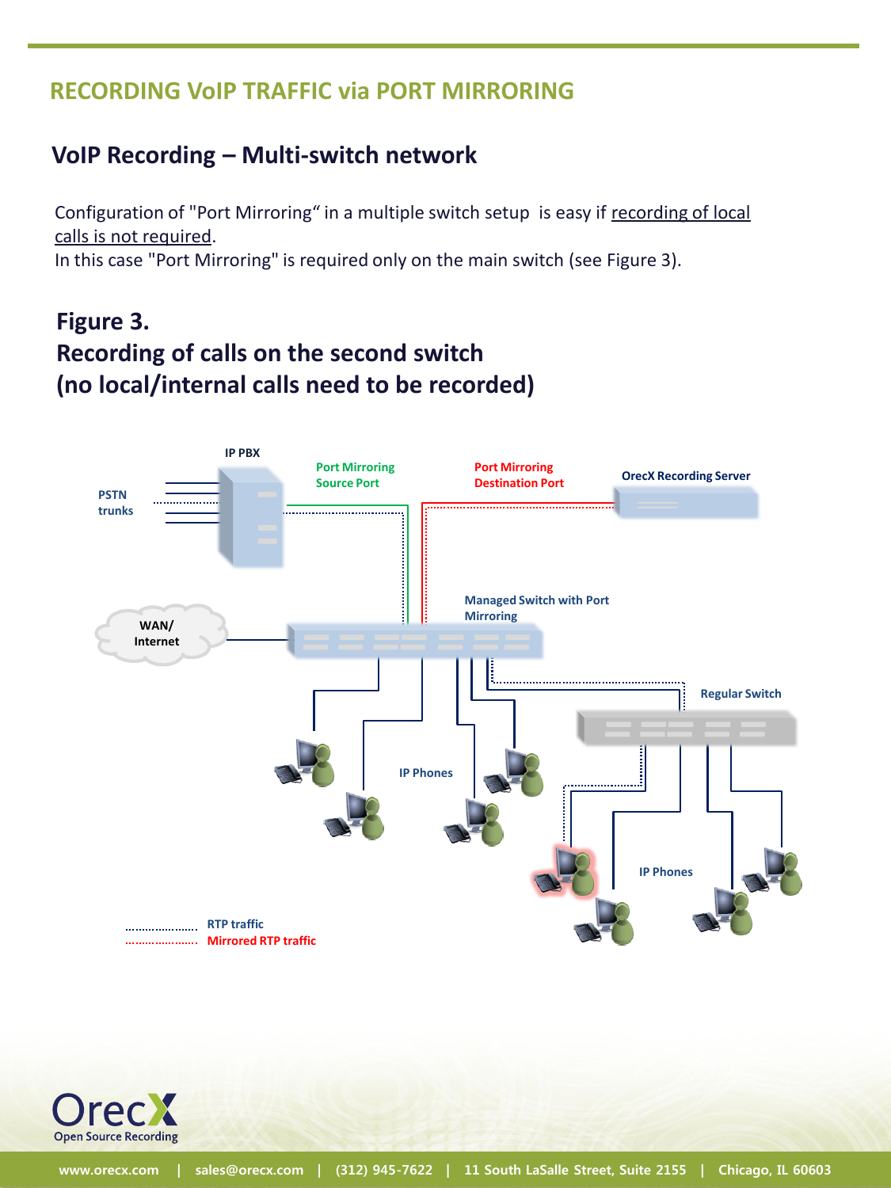## RECORDING VoIP TRAFFIC via PORT MIRRORING

### VoIP Recording – Multi-switch network

Configuration of "Port Mirroring" in a multiple switch setup is easy if recording of local calls is not required.
In this case "Port Mirroring" is required only on the main switch (see Figure 3).

**Figure 3.**
**Recording of calls on the second switch**
**(no local/internal calls need to be recorded)**

IP PBX

Port Mirroring Source Port

Port Mirroring Destination Port

OrecX Recording Server

PSTN trunks

WAN/ Internet

Managed Switch with Port Mirroring

Regular Switch

IP Phones

IP Phones

RTP traffic

Mirrored RTP traffic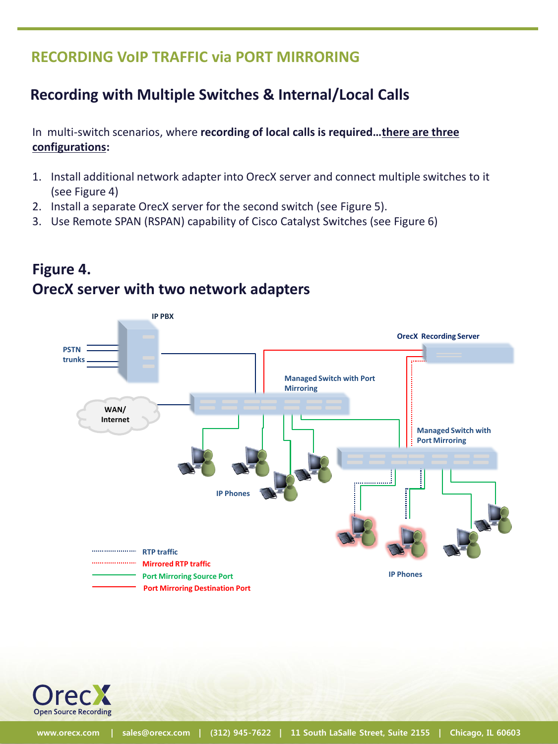# RECORDING VoIP TRAFFIC via PORT MIRRORING

## Recording with Multiple Switches & Internal/Local Calls

In multi-switch scenarios, where **recording of local calls is required…<u>there are three configurations</u>:**

1. Install additional network adapter into OrecX server and connect multiple switches to it (see Figure 4)
2. Install a separate OrecX server for the second switch (see Figure 5).
3. Use Remote SPAN (RSPAN) capability of Cisco Catalyst Switches (see Figure 6)

### Figure 4.
### OrecX server with two network adapters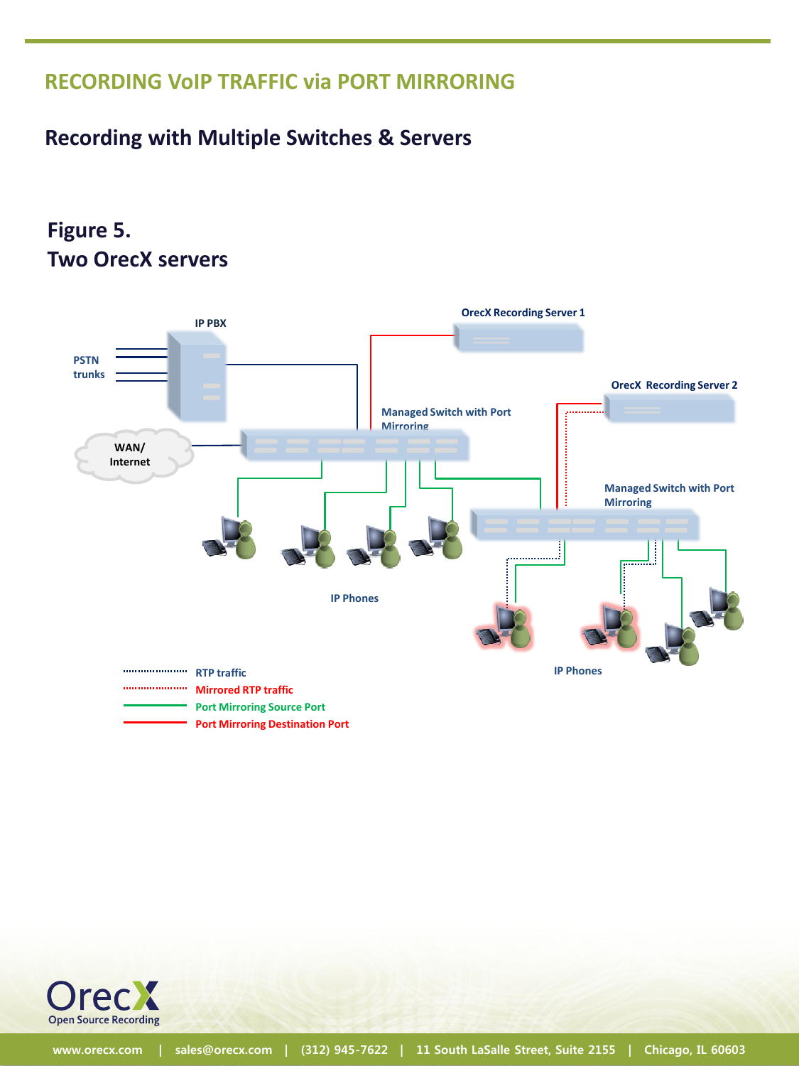# RECORDING VoIP TRAFFIC via PORT MIRRORING

## Recording with Multiple Switches & Servers

### Figure 5.
### Two OrecX servers

IP PBX

PSTN trunks

WAN/ Internet

OrecX Recording Server 1

OrecX Recording Server 2

Managed Switch with Port Mirroring

Managed Switch with Port Mirroring

IP Phones

IP Phones

RTP traffic

Mirrored RTP traffic

Port Mirroring Source Port

Port Mirroring Destination Port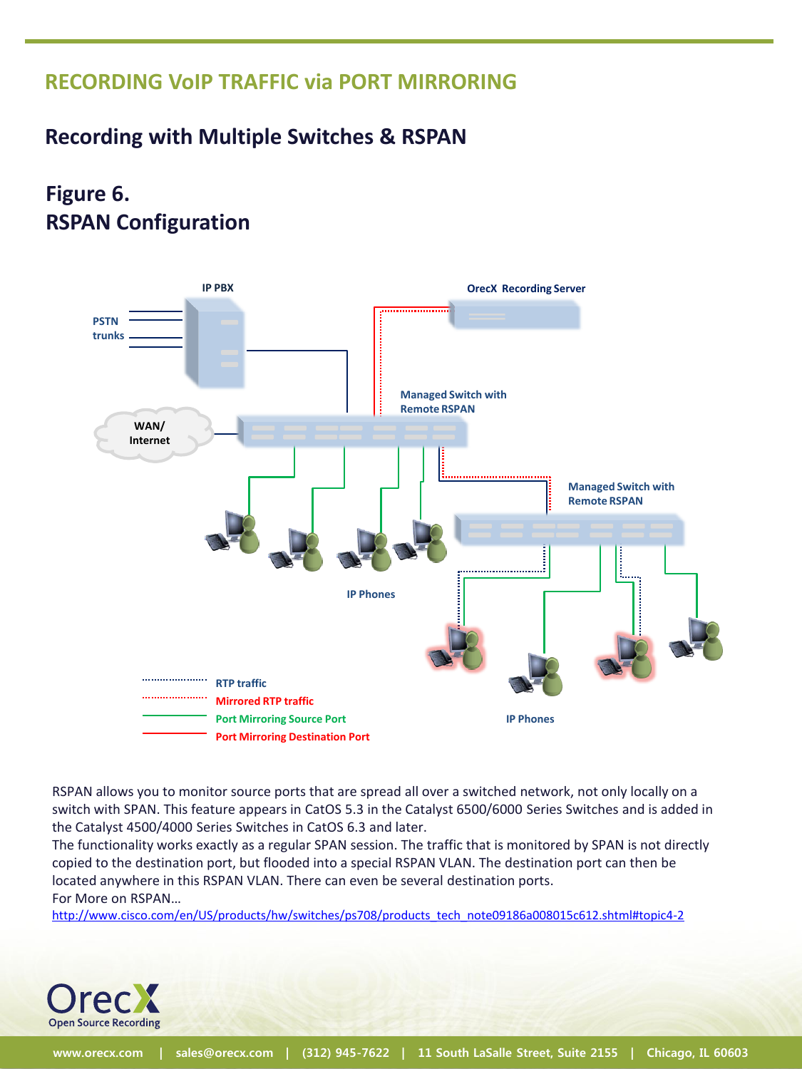# RECORDING VoIP TRAFFIC via PORT MIRRORING

## Recording with Multiple Switches & RSPAN

## Figure 6.
## RSPAN Configuration

IP PBX

OrecX Recording Server

PSTN trunks

Managed Switch with Remote RSPAN

WAN/ Internet

Managed Switch with Remote RSPAN

IP Phones

IP Phones

RTP traffic

Mirrored RTP traffic

Port Mirroring Source Port

Port Mirroring Destination Port

RSPAN allows you to monitor source ports that are spread all over a switched network, not only locally on a switch with SPAN. This feature appears in CatOS 5.3 in the Catalyst 6500/6000 Series Switches and is added in the Catalyst 4500/4000 Series Switches in CatOS 6.3 and later.
The functionality works exactly as a regular SPAN session. The traffic that is monitored by SPAN is not directly copied to the destination port, but flooded into a special RSPAN VLAN. The destination port can then be located anywhere in this RSPAN VLAN. There can even be several destination ports.
For More on RSPAN…
http://www.cisco.com/en/US/products/hw/switches/ps708/products_tech_note09186a008015c612.shtml#topic4-2

OrecX Open Source Recording

www.orecx.com | sales@orecx.com | (312) 945-7622 | 11 South LaSalle Street, Suite 2155 | Chicago, IL 60603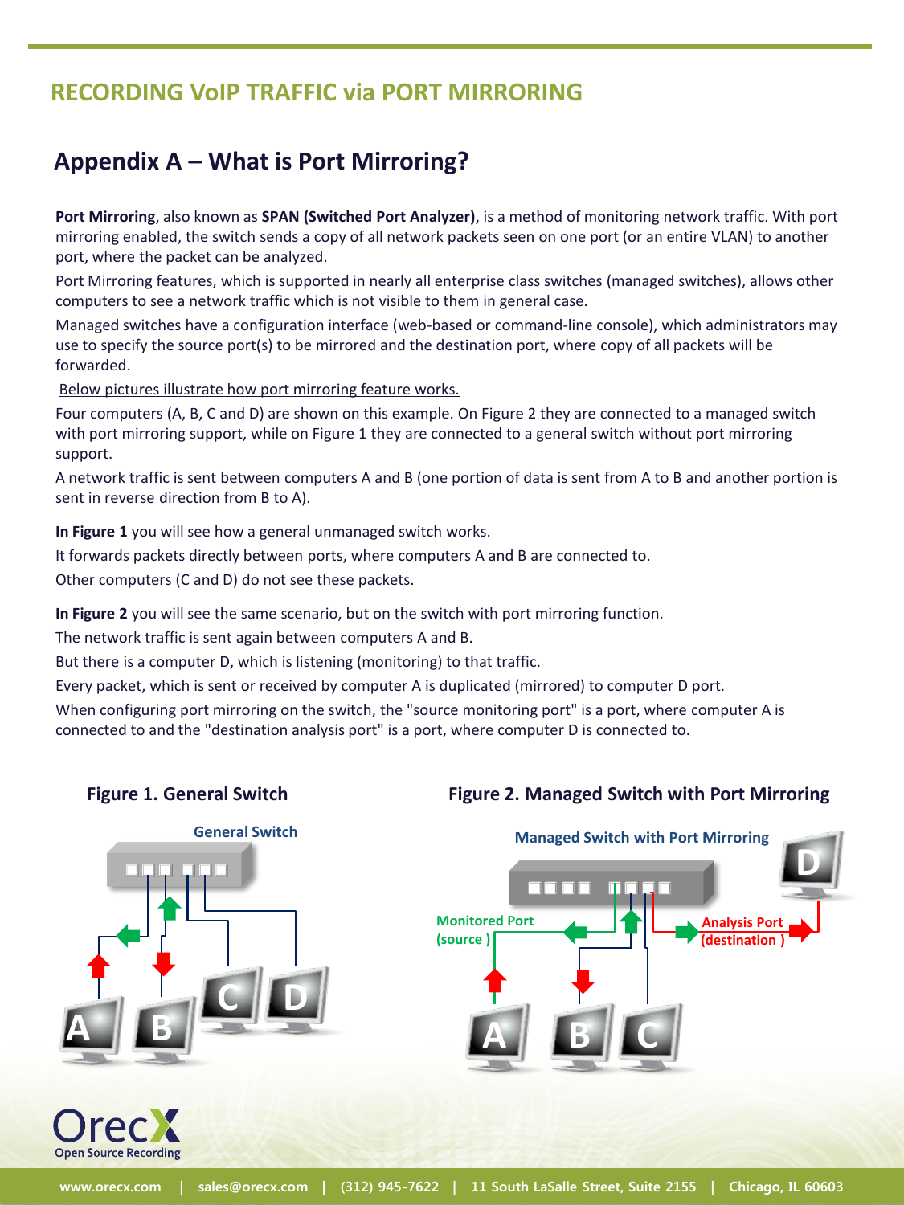## RECORDING VoIP TRAFFIC via PORT MIRRORING

# Appendix A – What is Port Mirroring?

**Port Mirroring**, also known as **SPAN (Switched Port Analyzer)**, is a method of monitoring network traffic. With port mirroring enabled, the switch sends a copy of all network packets seen on one port (or an entire VLAN) to another port, where the packet can be analyzed.

Port Mirroring features, which is supported in nearly all enterprise class switches (managed switches), allows other computers to see a network traffic which is not visible to them in general case.

Managed switches have a configuration interface (web-based or command-line console), which administrators may use to specify the source port(s) to be mirrored and the destination port, where copy of all packets will be forwarded.

Below pictures illustrate how port mirroring feature works.

Four computers (A, B, C and D) are shown on this example. On Figure 2 they are connected to a managed switch with port mirroring support, while on Figure 1 they are connected to a general switch without port mirroring support.

A network traffic is sent between computers A and B (one portion of data is sent from A to B and another portion is sent in reverse direction from B to A).

**In Figure 1** you will see how a general unmanaged switch works.

It forwards packets directly between ports, where computers A and B are connected to.

Other computers (C and D) do not see these packets.

**In Figure 2** you will see the same scenario, but on the switch with port mirroring function.

The network traffic is sent again between computers A and B.

But there is a computer D, which is listening (monitoring) to that traffic.

Every packet, which is sent or received by computer A is duplicated (mirrored) to computer D port.

When configuring port mirroring on the switch, the "source monitoring port" is a port, where computer A is connected to and the "destination analysis port" is a port, where computer D is connected to.

**Figure 1. General Switch**

**Figure 2. Managed Switch with Port Mirroring**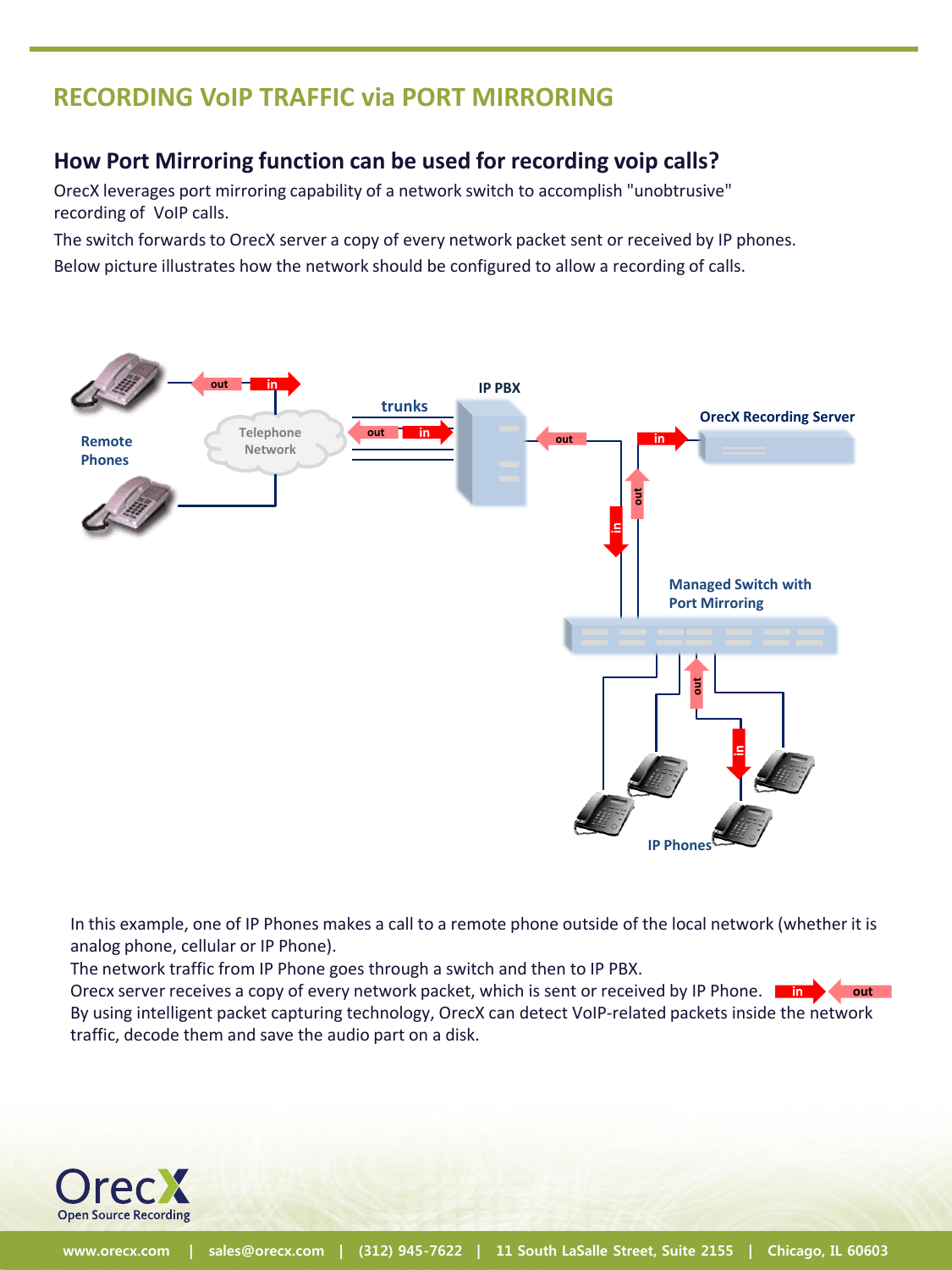## RECORDING VoIP TRAFFIC via PORT MIRRORING

### How Port Mirroring function can be used for recording voip calls?

OrecX leverages port mirroring capability of a network switch to accomplish "unobtrusive" recording of VoIP calls.

The switch forwards to OrecX server a copy of every network packet sent or received by IP phones.

Below picture illustrates how the network should be configured to allow a recording of calls.

Remote Phones
out
in
Telephone Network
trunks
out
in
IP PBX
out
in
OrecX Recording Server
out
in
Managed Switch with Port Mirroring
out
in
IP Phones

In this example, one of IP Phones makes a call to a remote phone outside of the local network (whether it is analog phone, cellular or IP Phone).

The network traffic from IP Phone goes through a switch and then to IP PBX.

Orecx server receives a copy of every network packet, which is sent or received by IP Phone. in out

By using intelligent packet capturing technology, OrecX can detect VoIP-related packets inside the network traffic, decode them and save the audio part on a disk.

OrecX
Open Source Recording

www.orecx.com | sales@orecx.com | (312) 945-7622 | 11 South LaSalle Street, Suite 2155 | Chicago, IL 60603